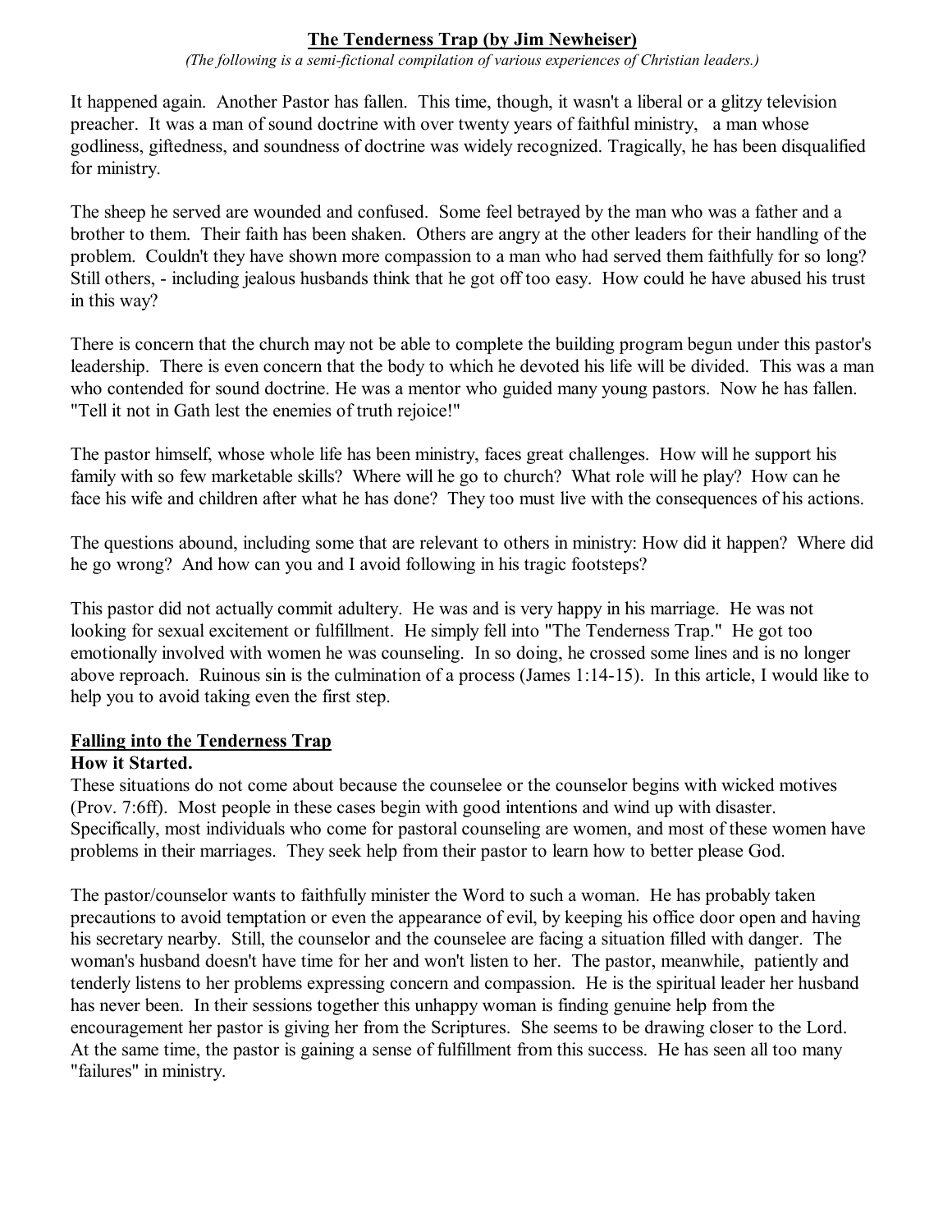# The Tenderness Trap (by Jim Newheiser)

*(The following is a semi-fictional compilation of various experiences of Christian leaders.)*

It happened again. Another Pastor has fallen. This time, though, it wasn't a liberal or a glitzy television preacher. It was a man of sound doctrine with over twenty years of faithful ministry, a man whose godliness, giftedness, and soundness of doctrine was widely recognized. Tragically, he has been disqualified for ministry.

The sheep he served are wounded and confused. Some feel betrayed by the man who was a father and a brother to them. Their faith has been shaken. Others are angry at the other leaders for their handling of the problem. Couldn't they have shown more compassion to a man who had served them faithfully for so long? Still others, - including jealous husbands think that he got off too easy. How could he have abused his trust in this way?

There is concern that the church may not be able to complete the building program begun under this pastor's leadership. There is even concern that the body to which he devoted his life will be divided. This was a man who contended for sound doctrine. He was a mentor who guided many young pastors. Now he has fallen. "Tell it not in Gath lest the enemies of truth rejoice!"

The pastor himself, whose whole life has been ministry, faces great challenges. How will he support his family with so few marketable skills? Where will he go to church? What role will he play? How can he face his wife and children after what he has done? They too must live with the consequences of his actions.

The questions abound, including some that are relevant to others in ministry: How did it happen? Where did he go wrong? And how can you and I avoid following in his tragic footsteps?

This pastor did not actually commit adultery. He was and is very happy in his marriage. He was not looking for sexual excitement or fulfillment. He simply fell into "The Tenderness Trap." He got too emotionally involved with women he was counseling. In so doing, he crossed some lines and is no longer above reproach. Ruinous sin is the culmination of a process (James 1:14-15). In this article, I would like to help you to avoid taking even the first step.

## Falling into the Tenderness Trap

### How it Started.

These situations do not come about because the counselee or the counselor begins with wicked motives (Prov. 7:6ff). Most people in these cases begin with good intentions and wind up with disaster. Specifically, most individuals who come for pastoral counseling are women, and most of these women have problems in their marriages. They seek help from their pastor to learn how to better please God.

The pastor/counselor wants to faithfully minister the Word to such a woman. He has probably taken precautions to avoid temptation or even the appearance of evil, by keeping his office door open and having his secretary nearby. Still, the counselor and the counselee are facing a situation filled with danger. The woman's husband doesn't have time for her and won't listen to her. The pastor, meanwhile, patiently and tenderly listens to her problems expressing concern and compassion. He is the spiritual leader her husband has never been. In their sessions together this unhappy woman is finding genuine help from the encouragement her pastor is giving her from the Scriptures. She seems to be drawing closer to the Lord. At the same time, the pastor is gaining a sense of fulfillment from this success. He has seen all too many "failures" in ministry.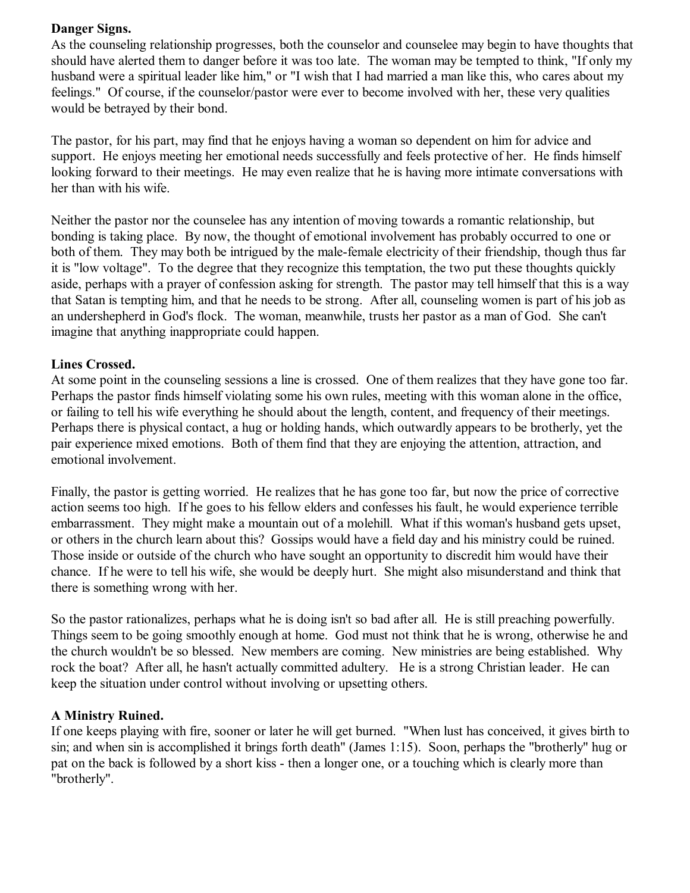**Danger Signs.**
As the counseling relationship progresses, both the counselor and counselee may begin to have thoughts that should have alerted them to danger before it was too late. The woman may be tempted to think, "If only my husband were a spiritual leader like him," or "I wish that I had married a man like this, who cares about my feelings." Of course, if the counselor/pastor were ever to become involved with her, these very qualities would be betrayed by their bond.

The pastor, for his part, may find that he enjoys having a woman so dependent on him for advice and support. He enjoys meeting her emotional needs successfully and feels protective of her. He finds himself looking forward to their meetings. He may even realize that he is having more intimate conversations with her than with his wife.

Neither the pastor nor the counselee has any intention of moving towards a romantic relationship, but bonding is taking place. By now, the thought of emotional involvement has probably occurred to one or both of them. They may both be intrigued by the male-female electricity of their friendship, though thus far it is "low voltage". To the degree that they recognize this temptation, the two put these thoughts quickly aside, perhaps with a prayer of confession asking for strength. The pastor may tell himself that this is a way that Satan is tempting him, and that he needs to be strong. After all, counseling women is part of his job as an undershepherd in God's flock. The woman, meanwhile, trusts her pastor as a man of God. She can't imagine that anything inappropriate could happen.

**Lines Crossed.**
At some point in the counseling sessions a line is crossed. One of them realizes that they have gone too far. Perhaps the pastor finds himself violating some his own rules, meeting with this woman alone in the office, or failing to tell his wife everything he should about the length, content, and frequency of their meetings. Perhaps there is physical contact, a hug or holding hands, which outwardly appears to be brotherly, yet the pair experience mixed emotions. Both of them find that they are enjoying the attention, attraction, and emotional involvement.

Finally, the pastor is getting worried. He realizes that he has gone too far, but now the price of corrective action seems too high. If he goes to his fellow elders and confesses his fault, he would experience terrible embarrassment. They might make a mountain out of a molehill. What if this woman's husband gets upset, or others in the church learn about this? Gossips would have a field day and his ministry could be ruined. Those inside or outside of the church who have sought an opportunity to discredit him would have their chance. If he were to tell his wife, she would be deeply hurt. She might also misunderstand and think that there is something wrong with her.

So the pastor rationalizes, perhaps what he is doing isn't so bad after all. He is still preaching powerfully. Things seem to be going smoothly enough at home. God must not think that he is wrong, otherwise he and the church wouldn't be so blessed. New members are coming. New ministries are being established. Why rock the boat? After all, he hasn't actually committed adultery. He is a strong Christian leader. He can keep the situation under control without involving or upsetting others.

**A Ministry Ruined.**
If one keeps playing with fire, sooner or later he will get burned. "When lust has conceived, it gives birth to sin; and when sin is accomplished it brings forth death" (James 1:15). Soon, perhaps the "brotherly" hug or pat on the back is followed by a short kiss - then a longer one, or a touching which is clearly more than "brotherly".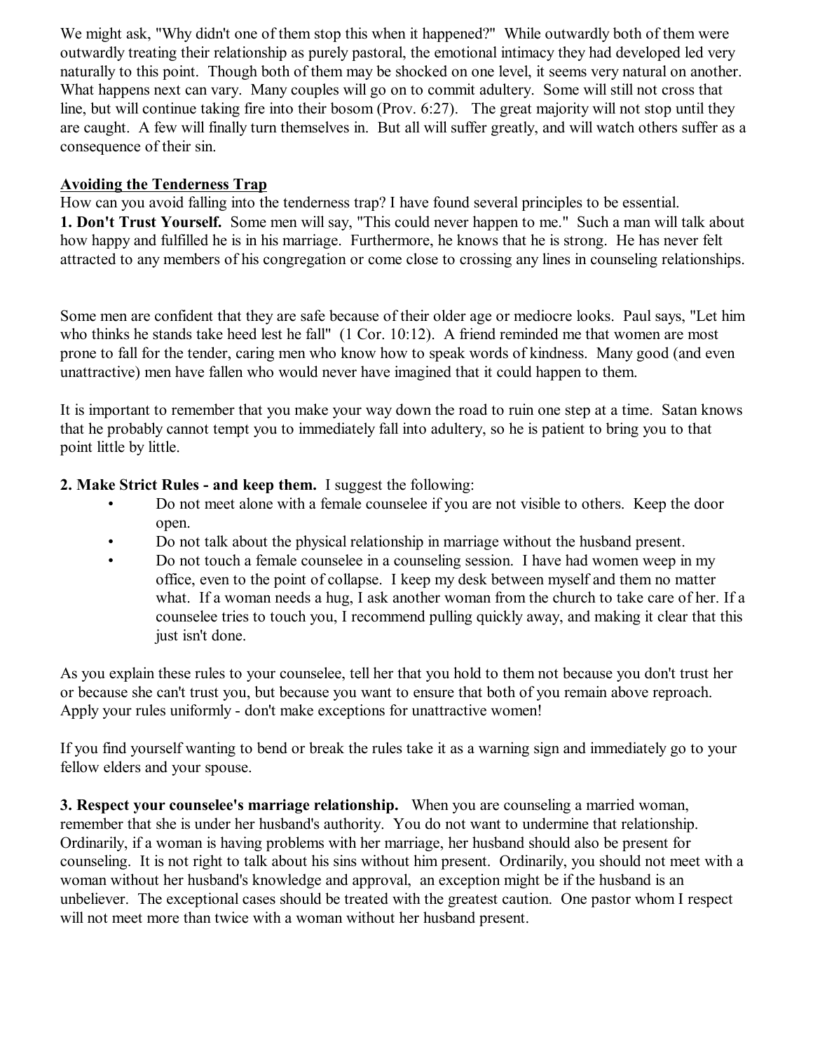We might ask, "Why didn't one of them stop this when it happened?" While outwardly both of them were outwardly treating their relationship as purely pastoral, the emotional intimacy they had developed led very naturally to this point. Though both of them may be shocked on one level, it seems very natural on another. What happens next can vary. Many couples will go on to commit adultery. Some will still not cross that line, but will continue taking fire into their bosom (Prov. 6:27). The great majority will not stop until they are caught. A few will finally turn themselves in. But all will suffer greatly, and will watch others suffer as a consequence of their sin.

## Avoiding the Tenderness Trap

How can you avoid falling into the tenderness trap? I have found several principles to be essential.

**1. Don't Trust Yourself.** Some men will say, "This could never happen to me." Such a man will talk about how happy and fulfilled he is in his marriage. Furthermore, he knows that he is strong. He has never felt attracted to any members of his congregation or come close to crossing any lines in counseling relationships.

Some men are confident that they are safe because of their older age or mediocre looks. Paul says, "Let him who thinks he stands take heed lest he fall" (1 Cor. 10:12). A friend reminded me that women are most prone to fall for the tender, caring men who know how to speak words of kindness. Many good (and even unattractive) men have fallen who would never have imagined that it could happen to them.

It is important to remember that you make your way down the road to ruin one step at a time. Satan knows that he probably cannot tempt you to immediately fall into adultery, so he is patient to bring you to that point little by little.

**2. Make Strict Rules - and keep them.** I suggest the following:

- Do not meet alone with a female counselee if you are not visible to others. Keep the door open.
- Do not talk about the physical relationship in marriage without the husband present.
- Do not touch a female counselee in a counseling session. I have had women weep in my office, even to the point of collapse. I keep my desk between myself and them no matter what. If a woman needs a hug, I ask another woman from the church to take care of her. If a counselee tries to touch you, I recommend pulling quickly away, and making it clear that this just isn't done.

As you explain these rules to your counselee, tell her that you hold to them not because you don't trust her or because she can't trust you, but because you want to ensure that both of you remain above reproach. Apply your rules uniformly - don't make exceptions for unattractive women!

If you find yourself wanting to bend or break the rules take it as a warning sign and immediately go to your fellow elders and your spouse.

**3. Respect your counselee's marriage relationship.** When you are counseling a married woman, remember that she is under her husband's authority. You do not want to undermine that relationship. Ordinarily, if a woman is having problems with her marriage, her husband should also be present for counseling. It is not right to talk about his sins without him present. Ordinarily, you should not meet with a woman without her husband's knowledge and approval, an exception might be if the husband is an unbeliever. The exceptional cases should be treated with the greatest caution. One pastor whom I respect will not meet more than twice with a woman without her husband present.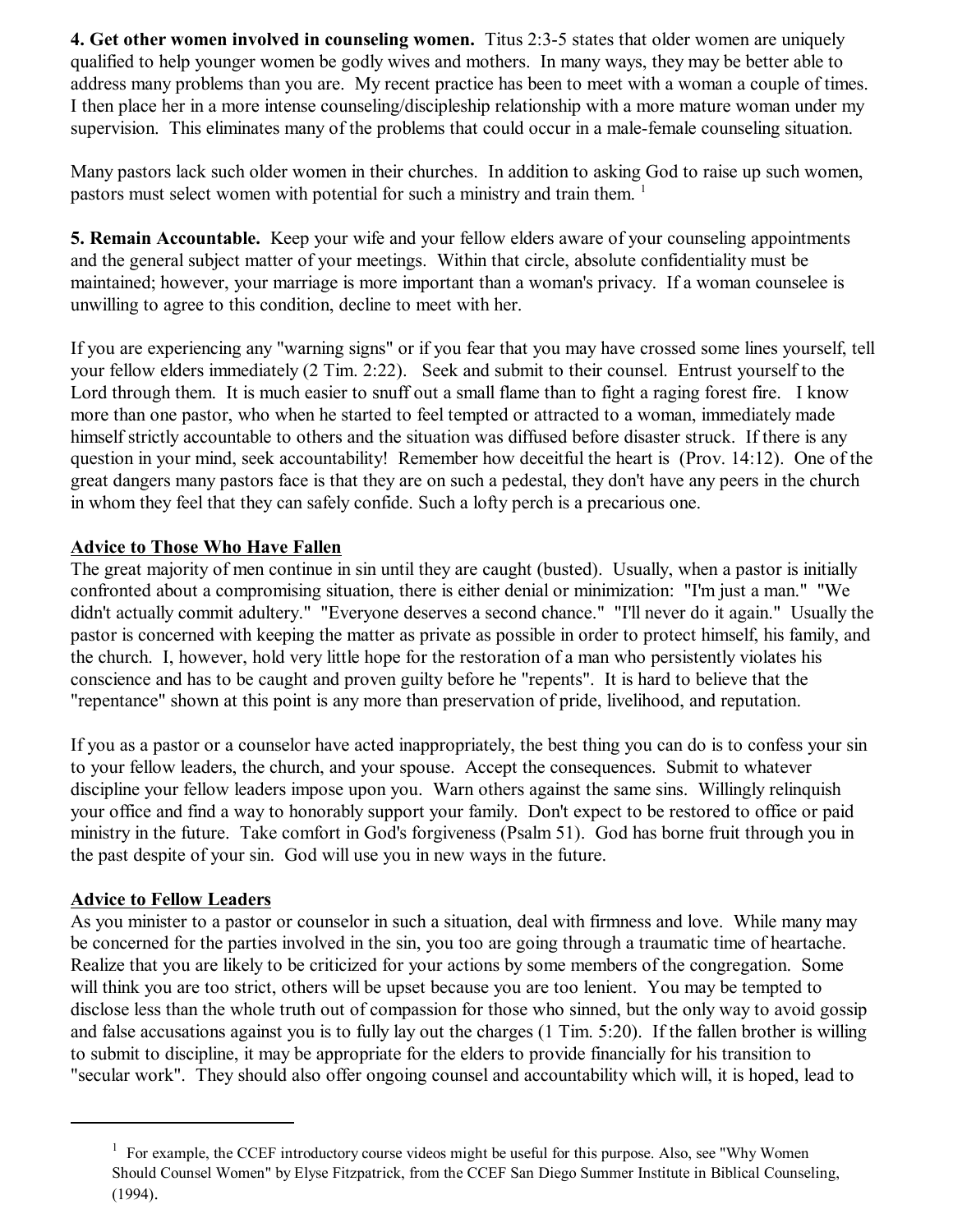**4. Get other women involved in counseling women.** Titus 2:3-5 states that older women are uniquely qualified to help younger women be godly wives and mothers. In many ways, they may be better able to address many problems than you are. My recent practice has been to meet with a woman a couple of times. I then place her in a more intense counseling/discipleship relationship with a more mature woman under my supervision. This eliminates many of the problems that could occur in a male-female counseling situation.

Many pastors lack such older women in their churches. In addition to asking God to raise up such women, pastors must select women with potential for such a ministry and train them. [1]

**5. Remain Accountable.** Keep your wife and your fellow elders aware of your counseling appointments and the general subject matter of your meetings. Within that circle, absolute confidentiality must be maintained; however, your marriage is more important than a woman's privacy. If a woman counselee is unwilling to agree to this condition, decline to meet with her.

If you are experiencing any "warning signs" or if you fear that you may have crossed some lines yourself, tell your fellow elders immediately (2 Tim. 2:22). Seek and submit to their counsel. Entrust yourself to the Lord through them. It is much easier to snuff out a small flame than to fight a raging forest fire. I know more than one pastor, who when he started to feel tempted or attracted to a woman, immediately made himself strictly accountable to others and the situation was diffused before disaster struck. If there is any question in your mind, seek accountability! Remember how deceitful the heart is (Prov. 14:12). One of the great dangers many pastors face is that they are on such a pedestal, they don't have any peers in the church in whom they feel that they can safely confide. Such a lofty perch is a precarious one.

## Advice to Those Who Have Fallen

The great majority of men continue in sin until they are caught (busted). Usually, when a pastor is initially confronted about a compromising situation, there is either denial or minimization: "I'm just a man." "We didn't actually commit adultery." "Everyone deserves a second chance." "I'll never do it again." Usually the pastor is concerned with keeping the matter as private as possible in order to protect himself, his family, and the church. I, however, hold very little hope for the restoration of a man who persistently violates his conscience and has to be caught and proven guilty before he "repents". It is hard to believe that the "repentance" shown at this point is any more than preservation of pride, livelihood, and reputation.

If you as a pastor or a counselor have acted inappropriately, the best thing you can do is to confess your sin to your fellow leaders, the church, and your spouse. Accept the consequences. Submit to whatever discipline your fellow leaders impose upon you. Warn others against the same sins. Willingly relinquish your office and find a way to honorably support your family. Don't expect to be restored to office or paid ministry in the future. Take comfort in God's forgiveness (Psalm 51). God has borne fruit through you in the past despite of your sin. God will use you in new ways in the future.

## Advice to Fellow Leaders

As you minister to a pastor or counselor in such a situation, deal with firmness and love. While many may be concerned for the parties involved in the sin, you too are going through a traumatic time of heartache. Realize that you are likely to be criticized for your actions by some members of the congregation. Some will think you are too strict, others will be upset because you are too lenient. You may be tempted to disclose less than the whole truth out of compassion for those who sinned, but the only way to avoid gossip and false accusations against you is to fully lay out the charges (1 Tim. 5:20). If the fallen brother is willing to submit to discipline, it may be appropriate for the elders to provide financially for his transition to "secular work". They should also offer ongoing counsel and accountability which will, it is hoped, lead to

---

[1] For example, the CCEF introductory course videos might be useful for this purpose. Also, see "Why Women Should Counsel Women" by Elyse Fitzpatrick, from the CCEF San Diego Summer Institute in Biblical Counseling, (1994).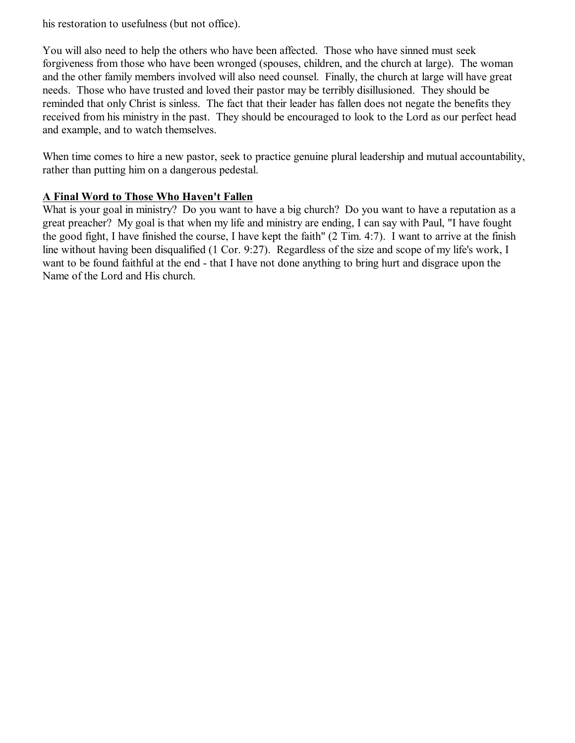his restoration to usefulness (but not office).

You will also need to help the others who have been affected. Those who have sinned must seek forgiveness from those who have been wronged (spouses, children, and the church at large). The woman and the other family members involved will also need counsel. Finally, the church at large will have great needs. Those who have trusted and loved their pastor may be terribly disillusioned. They should be reminded that only Christ is sinless. The fact that their leader has fallen does not negate the benefits they received from his ministry in the past. They should be encouraged to look to the Lord as our perfect head and example, and to watch themselves.

When time comes to hire a new pastor, seek to practice genuine plural leadership and mutual accountability, rather than putting him on a dangerous pedestal.

**A Final Word to Those Who Haven't Fallen**

What is your goal in ministry? Do you want to have a big church? Do you want to have a reputation as a great preacher? My goal is that when my life and ministry are ending, I can say with Paul, "I have fought the good fight, I have finished the course, I have kept the faith" (2 Tim. 4:7). I want to arrive at the finish line without having been disqualified (1 Cor. 9:27). Regardless of the size and scope of my life's work, I want to be found faithful at the end - that I have not done anything to bring hurt and disgrace upon the Name of the Lord and His church.